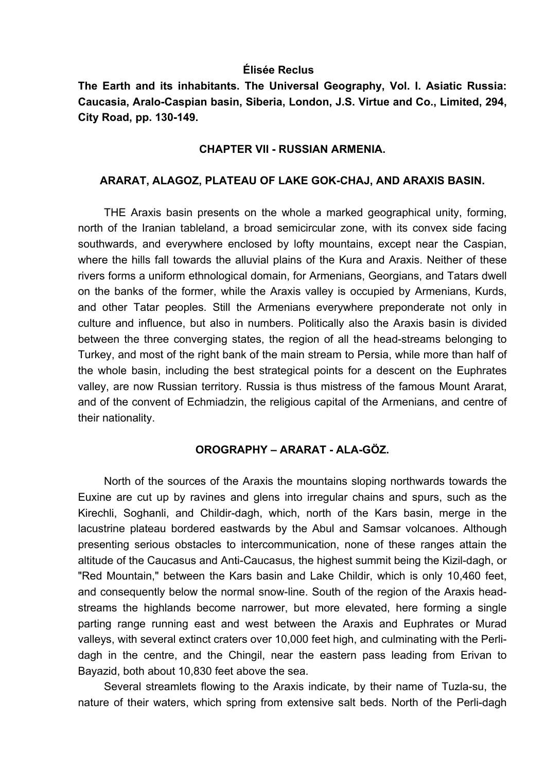**Élisée Reclus**

**The Earth and its inhabitants. The Universal Geography, Vol. I. Asiatic Russia: Caucasia, Aralo-Caspian basin, Siberia, London, J.S. Virtue and Co., Limited, 294, City Road, pp. 130-149.**

## CHAPTER VII - RUSSIAN ARMENIA.

### ARARAT, ALAGOZ, PLATEAU OF LAKE GOK-CHAJ, AND ARAXIS BASIN.

THE Araxis basin presents on the whole a marked geographical unity, forming, north of the Iranian tableland, a broad semicircular zone, with its convex side facing southwards, and everywhere enclosed by lofty mountains, except near the Caspian, where the hills fall towards the alluvial plains of the Kura and Araxis. Neither of these rivers forms a uniform ethnological domain, for Armenians, Georgians, and Tatars dwell on the banks of the former, while the Araxis valley is occupied by Armenians, Kurds, and other Tatar peoples. Still the Armenians everywhere preponderate not only in culture and influence, but also in numbers. Politically also the Araxis basin is divided between the three converging states, the region of all the head-streams belonging to Turkey, and most of the right bank of the main stream to Persia, while more than half of the whole basin, including the best strategical points for a descent on the Euphrates valley, are now Russian territory. Russia is thus mistress of the famous Mount Ararat, and of the convent of Echmiadzin, the religious capital of the Armenians, and centre of their nationality.

### OROGRAPHY – ARARAT - ALA-GÖZ.

North of the sources of the Araxis the mountains sloping northwards towards the Euxine are cut up by ravines and glens into irregular chains and spurs, such as the Kirechli, Soghanli, and Childir-dagh, which, north of the Kars basin, merge in the lacustrine plateau bordered eastwards by the Abul and Samsar volcanoes. Although presenting serious obstacles to intercommunication, none of these ranges attain the altitude of the Caucasus and Anti-Caucasus, the highest summit being the Kizil-dagh, or "Red Mountain," between the Kars basin and Lake Childir, which is only 10,460 feet, and consequently below the normal snow-line. South of the region of the Araxis head-streams the highlands become narrower, but more elevated, here forming a single parting range running east and west between the Araxis and Euphrates or Murad valleys, with several extinct craters over 10,000 feet high, and culminating with the Perli-dagh in the centre, and the Chingil, near the eastern pass leading from Erivan to Bayazid, both about 10,830 feet above the sea.

Several streamlets flowing to the Araxis indicate, by their name of Tuzla-su, the nature of their waters, which spring from extensive salt beds. North of the Perli-dagh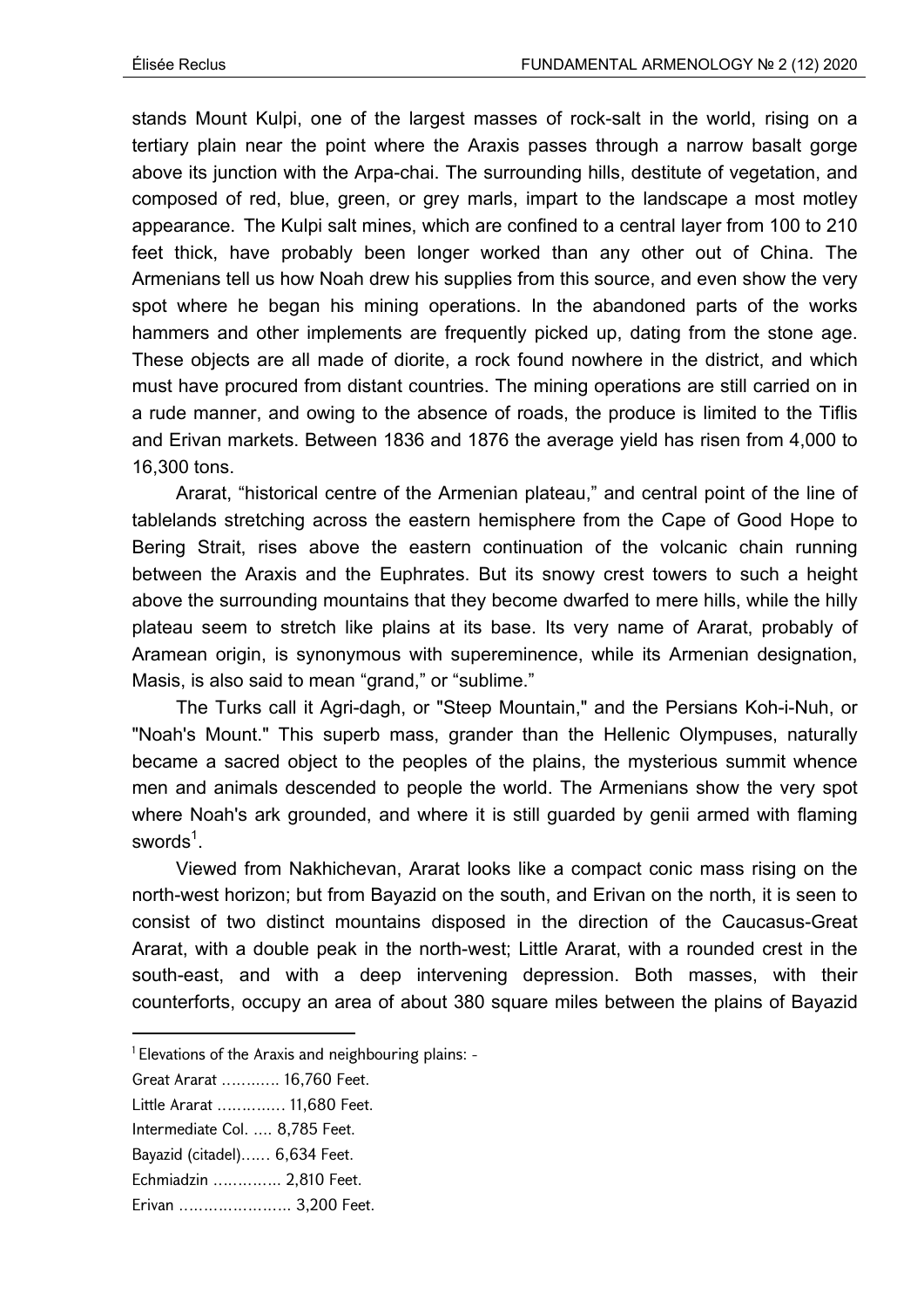stands Mount Kulpi, one of the largest masses of rock-salt in the world, rising on a tertiary plain near the point where the Araxis passes through a narrow basalt gorge above its junction with the Arpa-chai. The surrounding hills, destitute of vegetation, and composed of red, blue, green, or grey marls, impart to the landscape a most motley appearance. The Kulpi salt mines, which are confined to a central layer from 100 to 210 feet thick, have probably been longer worked than any other out of China. The Armenians tell us how Noah drew his supplies from this source, and even show the very spot where he began his mining operations. In the abandoned parts of the works hammers and other implements are frequently picked up, dating from the stone age. These objects are all made of diorite, a rock found nowhere in the district, and which must have procured from distant countries. The mining operations are still carried on in a rude manner, and owing to the absence of roads, the produce is limited to the Tiflis and Erivan markets. Between 1836 and 1876 the average yield has risen from 4,000 to 16,300 tons.

Ararat, "historical centre of the Armenian plateau," and central point of the line of tablelands stretching across the eastern hemisphere from the Cape of Good Hope to Bering Strait, rises above the eastern continuation of the volcanic chain running between the Araxis and the Euphrates. But its snowy crest towers to such a height above the surrounding mountains that they become dwarfed to mere hills, while the hilly plateau seem to stretch like plains at its base. Its very name of Ararat, probably of Aramean origin, is synonymous with supereminence, while its Armenian designation, Masis, is also said to mean "grand," or "sublime."

The Turks call it Agri-dagh, or "Steep Mountain," and the Persians Koh-i-Nuh, or "Noah's Mount." This superb mass, grander than the Hellenic Olympuses, naturally became a sacred object to the peoples of the plains, the mysterious summit whence men and animals descended to people the world. The Armenians show the very spot where Noah's ark grounded, and where it is still guarded by genii armed with flaming swords[1].

Viewed from Nakhichevan, Ararat looks like a compact conic mass rising on the north-west horizon; but from Bayazid on the south, and Erivan on the north, it is seen to consist of two distinct mountains disposed in the direction of the Caucasus-Great Ararat, with a double peak in the north-west; Little Ararat, with a rounded crest in the south-east, and with a deep intervening depression. Both masses, with their counterforts, occupy an area of about 380 square miles between the plains of Bayazid

---

[1] Elevations of the Araxis and neighbouring plains: -

Great Ararat ………… 16,760 Feet.

Little Ararat ………….. 11,680 Feet.

Intermediate Col. …. 8,785 Feet.

Bayazid (citadel)…… 6,634 Feet.

Echmiadzin ………….. 2,810 Feet.

Erivan ………………….. 3,200 Feet.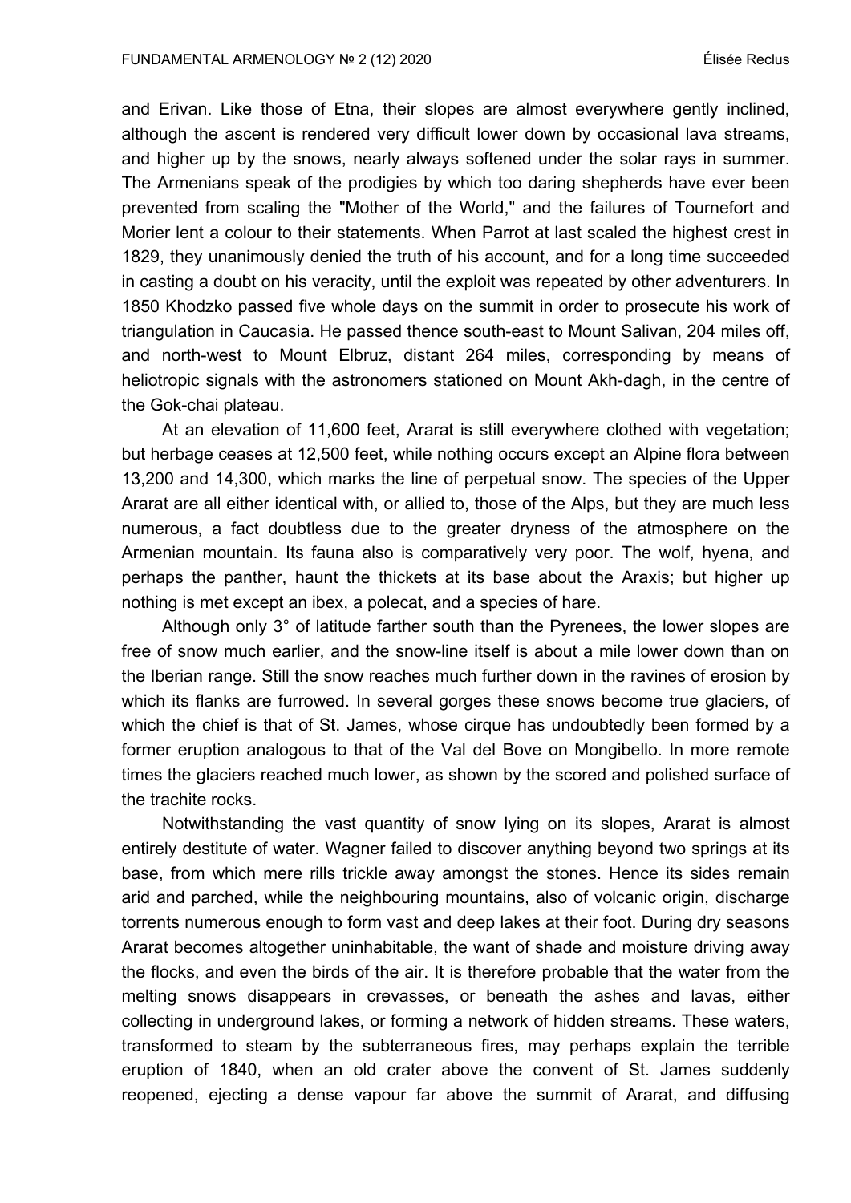and Erivan. Like those of Etna, their slopes are almost everywhere gently inclined, although the ascent is rendered very difficult lower down by occasional lava streams, and higher up by the snows, nearly always softened under the solar rays in summer. The Armenians speak of the prodigies by which too daring shepherds have ever been prevented from scaling the "Mother of the World," and the failures of Tournefort and Morier lent a colour to their statements. When Parrot at last scaled the highest crest in 1829, they unanimously denied the truth of his account, and for a long time succeeded in casting a doubt on his veracity, until the exploit was repeated by other adventurers. In 1850 Khodzko passed five whole days on the summit in order to prosecute his work of triangulation in Caucasia. He passed thence south-east to Mount Salivan, 204 miles off, and north-west to Mount Elbruz, distant 264 miles, corresponding by means of heliotropic signals with the astronomers stationed on Mount Akh-dagh, in the centre of the Gok-chai plateau.

At an elevation of 11,600 feet, Ararat is still everywhere clothed with vegetation; but herbage ceases at 12,500 feet, while nothing occurs except an Alpine flora between 13,200 and 14,300, which marks the line of perpetual snow. The species of the Upper Ararat are all either identical with, or allied to, those of the Alps, but they are much less numerous, a fact doubtless due to the greater dryness of the atmosphere on the Armenian mountain. Its fauna also is comparatively very poor. The wolf, hyena, and perhaps the panther, haunt the thickets at its base about the Araxis; but higher up nothing is met except an ibex, a polecat, and a species of hare.

Although only 3° of latitude farther south than the Pyrenees, the lower slopes are free of snow much earlier, and the snow-line itself is about a mile lower down than on the Iberian range. Still the snow reaches much further down in the ravines of erosion by which its flanks are furrowed. In several gorges these snows become true glaciers, of which the chief is that of St. James, whose cirque has undoubtedly been formed by a former eruption analogous to that of the Val del Bove on Mongibello. In more remote times the glaciers reached much lower, as shown by the scored and polished surface of the trachite rocks.

Notwithstanding the vast quantity of snow lying on its slopes, Ararat is almost entirely destitute of water. Wagner failed to discover anything beyond two springs at its base, from which mere rills trickle away amongst the stones. Hence its sides remain arid and parched, while the neighbouring mountains, also of volcanic origin, discharge torrents numerous enough to form vast and deep lakes at their foot. During dry seasons Ararat becomes altogether uninhabitable, the want of shade and moisture driving away the flocks, and even the birds of the air. It is therefore probable that the water from the melting snows disappears in crevasses, or beneath the ashes and lavas, either collecting in underground lakes, or forming a network of hidden streams. These waters, transformed to steam by the subterraneous fires, may perhaps explain the terrible eruption of 1840, when an old crater above the convent of St. James suddenly reopened, ejecting a dense vapour far above the summit of Ararat, and diffusing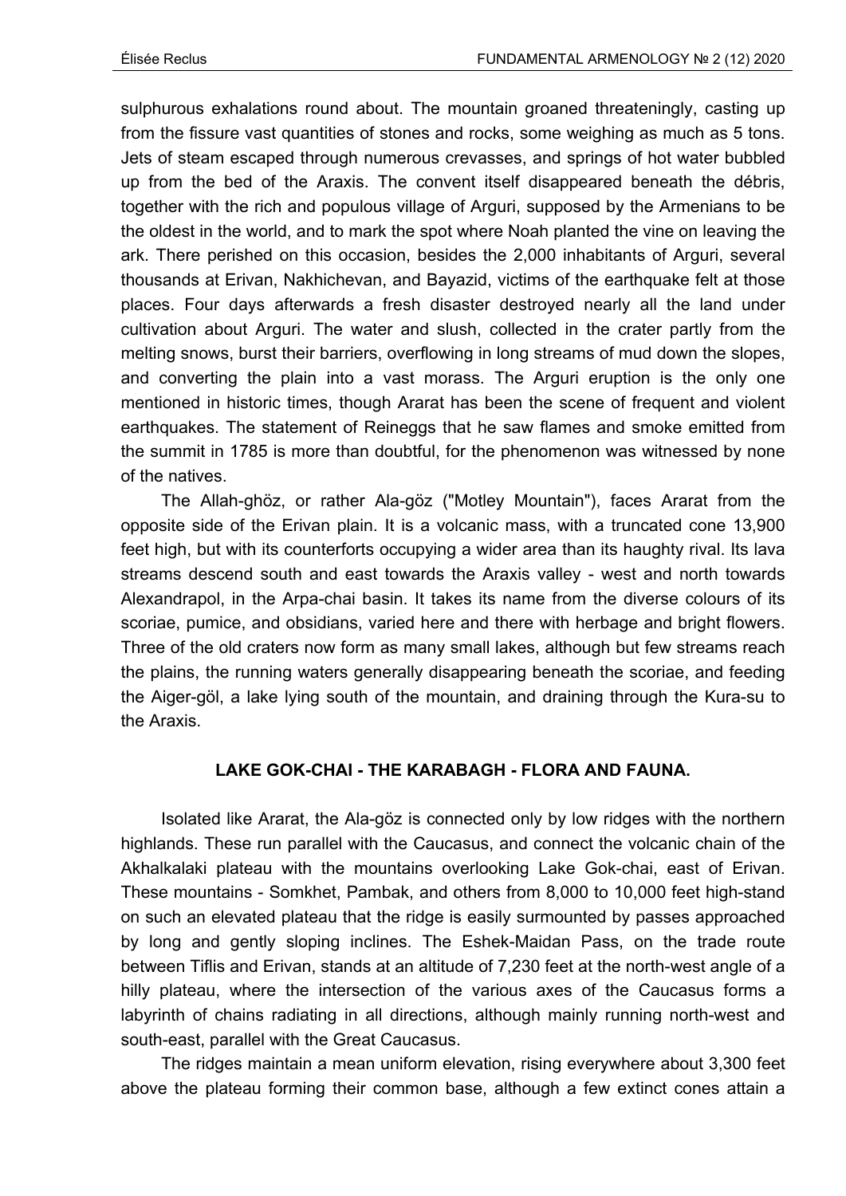sulphurous exhalations round about. The mountain groaned threateningly, casting up from the fissure vast quantities of stones and rocks, some weighing as much as 5 tons. Jets of steam escaped through numerous crevasses, and springs of hot water bubbled up from the bed of the Araxis. The convent itself disappeared beneath the débris, together with the rich and populous village of Arguri, supposed by the Armenians to be the oldest in the world, and to mark the spot where Noah planted the vine on leaving the ark. There perished on this occasion, besides the 2,000 inhabitants of Arguri, several thousands at Erivan, Nakhichevan, and Bayazid, victims of the earthquake felt at those places. Four days afterwards a fresh disaster destroyed nearly all the land under cultivation about Arguri. The water and slush, collected in the crater partly from the melting snows, burst their barriers, overflowing in long streams of mud down the slopes, and converting the plain into a vast morass. The Arguri eruption is the only one mentioned in historic times, though Ararat has been the scene of frequent and violent earthquakes. The statement of Reineggs that he saw flames and smoke emitted from the summit in 1785 is more than doubtful, for the phenomenon was witnessed by none of the natives.

The Allah-ghöz, or rather Ala-göz ("Motley Mountain"), faces Ararat from the opposite side of the Erivan plain. It is a volcanic mass, with a truncated cone 13,900 feet high, but with its counterforts occupying a wider area than its haughty rival. Its lava streams descend south and east towards the Araxis valley - west and north towards Alexandrapol, in the Arpa-chai basin. It takes its name from the diverse colours of its scoriae, pumice, and obsidians, varied here and there with herbage and bright flowers. Three of the old craters now form as many small lakes, although but few streams reach the plains, the running waters generally disappearing beneath the scoriae, and feeding the Aiger-göl, a lake lying south of the mountain, and draining through the Kura-su to the Araxis.

## LAKE GOK-CHAI - THE KARABAGH - FLORA AND FAUNA.

Isolated like Ararat, the Ala-göz is connected only by low ridges with the northern highlands. These run parallel with the Caucasus, and connect the volcanic chain of the Akhalkalaki plateau with the mountains overlooking Lake Gok-chai, east of Erivan. These mountains - Somkhet, Pambak, and others from 8,000 to 10,000 feet high-stand on such an elevated plateau that the ridge is easily surmounted by passes approached by long and gently sloping inclines. The Eshek-Maidan Pass, on the trade route between Tiflis and Erivan, stands at an altitude of 7,230 feet at the north-west angle of a hilly plateau, where the intersection of the various axes of the Caucasus forms a labyrinth of chains radiating in all directions, although mainly running north-west and south-east, parallel with the Great Caucasus.

The ridges maintain a mean uniform elevation, rising everywhere about 3,300 feet above the plateau forming their common base, although a few extinct cones attain a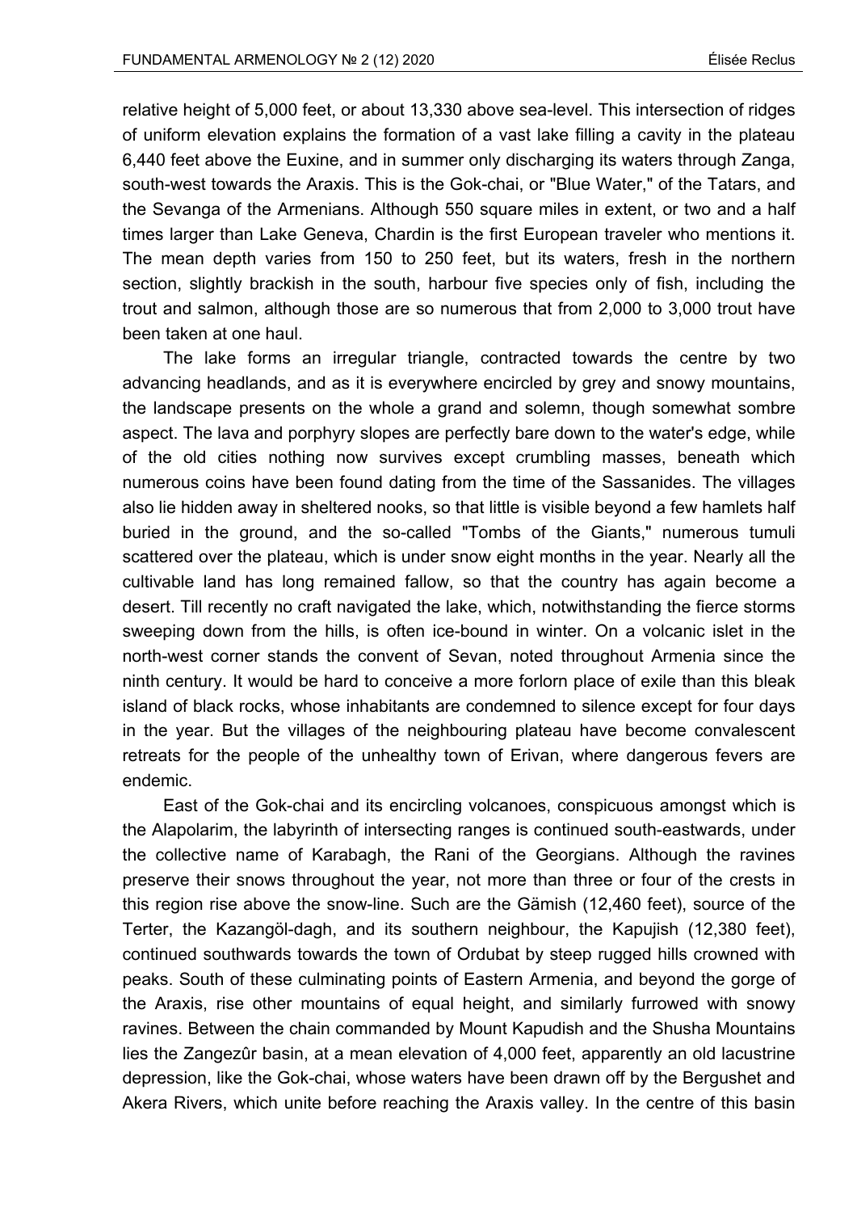relative height of 5,000 feet, or about 13,330 above sea-level. This intersection of ridges of uniform elevation explains the formation of a vast lake filling a cavity in the plateau 6,440 feet above the Euxine, and in summer only discharging its waters through Zanga, south-west towards the Araxis. This is the Gok-chai, or "Blue Water," of the Tatars, and the Sevanga of the Armenians. Although 550 square miles in extent, or two and a half times larger than Lake Geneva, Chardin is the first European traveler who mentions it. The mean depth varies from 150 to 250 feet, but its waters, fresh in the northern section, slightly brackish in the south, harbour five species only of fish, including the trout and salmon, although those are so numerous that from 2,000 to 3,000 trout have been taken at one haul.

The lake forms an irregular triangle, contracted towards the centre by two advancing headlands, and as it is everywhere encircled by grey and snowy mountains, the landscape presents on the whole a grand and solemn, though somewhat sombre aspect. The lava and porphyry slopes are perfectly bare down to the water's edge, while of the old cities nothing now survives except crumbling masses, beneath which numerous coins have been found dating from the time of the Sassanides. The villages also lie hidden away in sheltered nooks, so that little is visible beyond a few hamlets half buried in the ground, and the so-called "Tombs of the Giants," numerous tumuli scattered over the plateau, which is under snow eight months in the year. Nearly all the cultivable land has long remained fallow, so that the country has again become a desert. Till recently no craft navigated the lake, which, notwithstanding the fierce storms sweeping down from the hills, is often ice-bound in winter. On a volcanic islet in the north-west corner stands the convent of Sevan, noted throughout Armenia since the ninth century. It would be hard to conceive a more forlorn place of exile than this bleak island of black rocks, whose inhabitants are condemned to silence except for four days in the year. But the villages of the neighbouring plateau have become convalescent retreats for the people of the unhealthy town of Erivan, where dangerous fevers are endemic.

East of the Gok-chai and its encircling volcanoes, conspicuous amongst which is the Alapolarim, the labyrinth of intersecting ranges is continued south-eastwards, under the collective name of Karabagh, the Rani of the Georgians. Although the ravines preserve their snows throughout the year, not more than three or four of the crests in this region rise above the snow-line. Such are the Gämish (12,460 feet), source of the Terter, the Kazangöl-dagh, and its southern neighbour, the Kapujish (12,380 feet), continued southwards towards the town of Ordubat by steep rugged hills crowned with peaks. South of these culminating points of Eastern Armenia, and beyond the gorge of the Araxis, rise other mountains of equal height, and similarly furrowed with snowy ravines. Between the chain commanded by Mount Kapudish and the Shusha Mountains lies the Zangezûr basin, at a mean elevation of 4,000 feet, apparently an old lacustrine depression, like the Gok-chai, whose waters have been drawn off by the Bergushet and Akera Rivers, which unite before reaching the Araxis valley. In the centre of this basin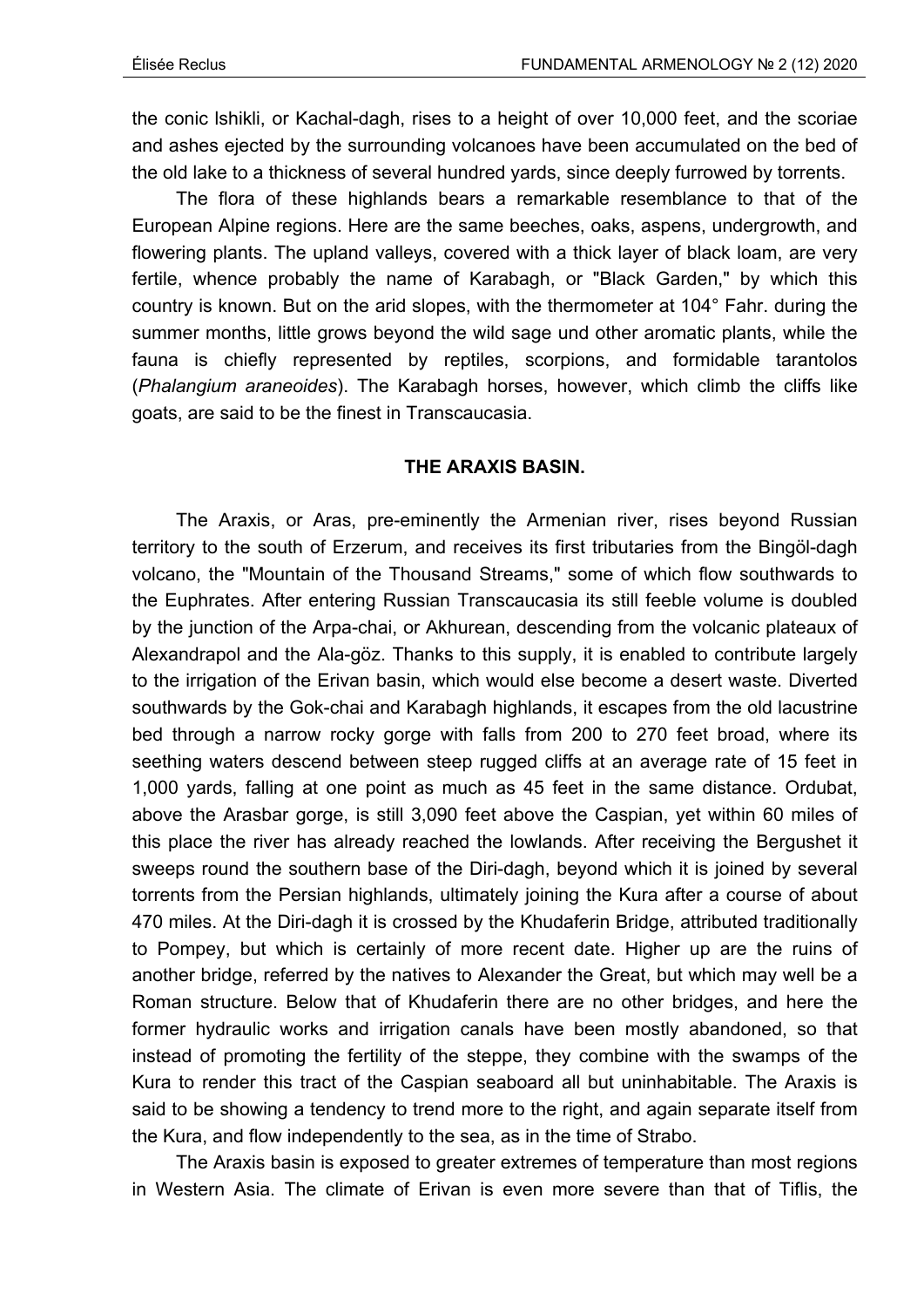the conic Ishikli, or Kachal-dagh, rises to a height of over 10,000 feet, and the scoriae and ashes ejected by the surrounding volcanoes have been accumulated on the bed of the old lake to a thickness of several hundred yards, since deeply furrowed by torrents.

The flora of these highlands bears a remarkable resemblance to that of the European Alpine regions. Here are the same beeches, oaks, aspens, undergrowth, and flowering plants. The upland valleys, covered with a thick layer of black loam, are very fertile, whence probably the name of Karabagh, or "Black Garden," by which this country is known. But on the arid slopes, with the thermometer at 104° Fahr. during the summer months, little grows beyond the wild sage und other aromatic plants, while the fauna is chiefly represented by reptiles, scorpions, and formidable tarantolos (*Phalangium araneoides*). The Karabagh horses, however, which climb the cliffs like goats, are said to be the finest in Transcaucasia.

## THE ARAXIS BASIN.

The Araxis, or Aras, pre-eminently the Armenian river, rises beyond Russian territory to the south of Erzerum, and receives its first tributaries from the Bingöl-dagh volcano, the "Mountain of the Thousand Streams," some of which flow southwards to the Euphrates. After entering Russian Transcaucasia its still feeble volume is doubled by the junction of the Arpa-chai, or Akhurean, descending from the volcanic plateaux of Alexandrapol and the Ala-göz. Thanks to this supply, it is enabled to contribute largely to the irrigation of the Erivan basin, which would else become a desert waste. Diverted southwards by the Gok-chai and Karabagh highlands, it escapes from the old lacustrine bed through a narrow rocky gorge with falls from 200 to 270 feet broad, where its seething waters descend between steep rugged cliffs at an average rate of 15 feet in 1,000 yards, falling at one point as much as 45 feet in the same distance. Ordubat, above the Arasbar gorge, is still 3,090 feet above the Caspian, yet within 60 miles of this place the river has already reached the lowlands. After receiving the Bergushet it sweeps round the southern base of the Diri-dagh, beyond which it is joined by several torrents from the Persian highlands, ultimately joining the Kura after a course of about 470 miles. At the Diri-dagh it is crossed by the Khudaferin Bridge, attributed traditionally to Pompey, but which is certainly of more recent date. Higher up are the ruins of another bridge, referred by the natives to Alexander the Great, but which may well be a Roman structure. Below that of Khudaferin there are no other bridges, and here the former hydraulic works and irrigation canals have been mostly abandoned, so that instead of promoting the fertility of the steppe, they combine with the swamps of the Kura to render this tract of the Caspian seaboard all but uninhabitable. The Araxis is said to be showing a tendency to trend more to the right, and again separate itself from the Kura, and flow independently to the sea, as in the time of Strabo.

The Araxis basin is exposed to greater extremes of temperature than most regions in Western Asia. The climate of Erivan is even more severe than that of Tiflis, the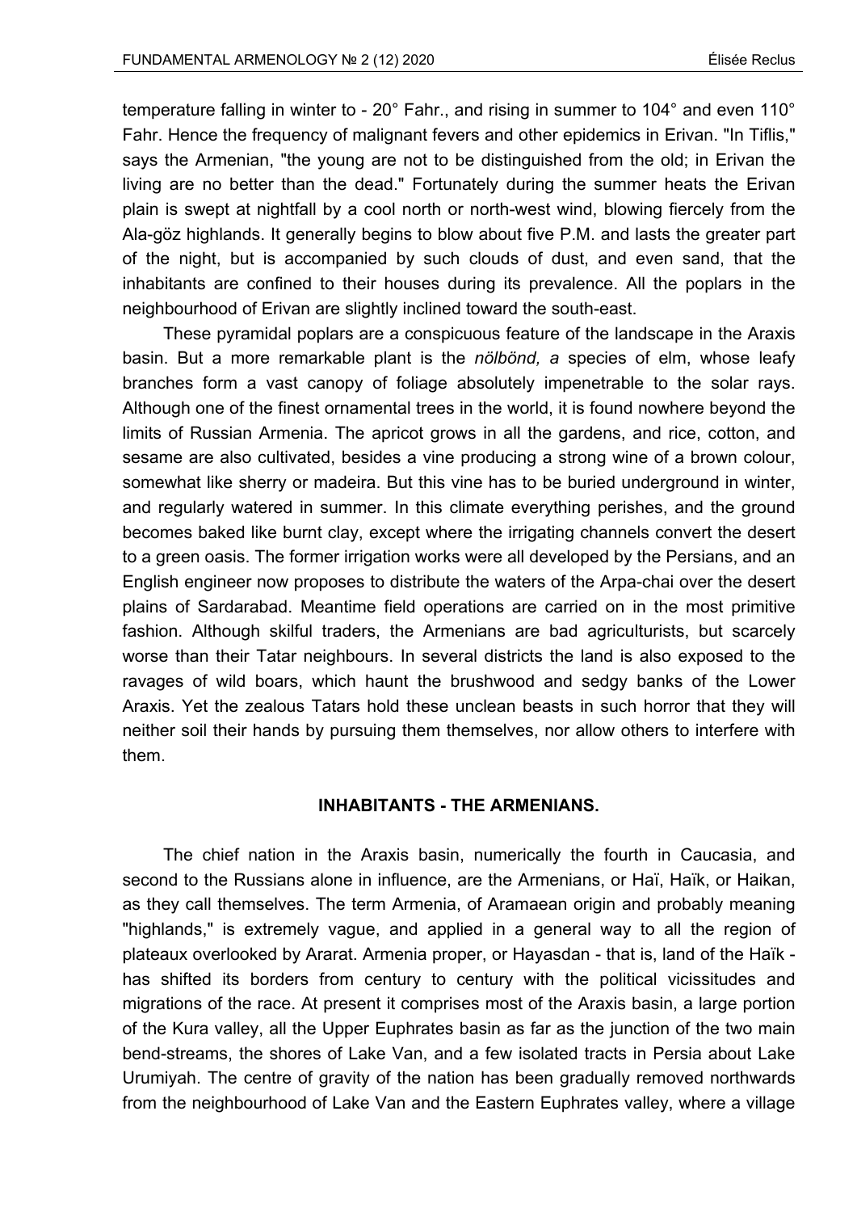temperature falling in winter to - 20° Fahr., and rising in summer to 104° and even 110° Fahr. Hence the frequency of malignant fevers and other epidemics in Erivan. "In Tiflis," says the Armenian, "the young are not to be distinguished from the old; in Erivan the living are no better than the dead." Fortunately during the summer heats the Erivan plain is swept at nightfall by a cool north or north-west wind, blowing fiercely from the Ala-göz highlands. It generally begins to blow about five P.M. and lasts the greater part of the night, but is accompanied by such clouds of dust, and even sand, that the inhabitants are confined to their houses during its prevalence. All the poplars in the neighbourhood of Erivan are slightly inclined toward the south-east.

These pyramidal poplars are a conspicuous feature of the landscape in the Araxis basin. But a more remarkable plant is the *nölbönd, a* species of elm, whose leafy branches form a vast canopy of foliage absolutely impenetrable to the solar rays. Although one of the finest ornamental trees in the world, it is found nowhere beyond the limits of Russian Armenia. The apricot grows in all the gardens, and rice, cotton, and sesame are also cultivated, besides a vine producing a strong wine of a brown colour, somewhat like sherry or madeira. But this vine has to be buried underground in winter, and regularly watered in summer. In this climate everything perishes, and the ground becomes baked like burnt clay, except where the irrigating channels convert the desert to a green oasis. The former irrigation works were all developed by the Persians, and an English engineer now proposes to distribute the waters of the Arpa-chai over the desert plains of Sardarabad. Meantime field operations are carried on in the most primitive fashion. Although skilful traders, the Armenians are bad agriculturists, but scarcely worse than their Tatar neighbours. In several districts the land is also exposed to the ravages of wild boars, which haunt the brushwood and sedgy banks of the Lower Araxis. Yet the zealous Tatars hold these unclean beasts in such horror that they will neither soil their hands by pursuing them themselves, nor allow others to interfere with them.

## INHABITANTS - THE ARMENIANS.

The chief nation in the Araxis basin, numerically the fourth in Caucasia, and second to the Russians alone in influence, are the Armenians, or Haï, Haïk, or Haikan, as they call themselves. The term Armenia, of Aramaean origin and probably meaning "highlands," is extremely vague, and applied in a general way to all the region of plateaux overlooked by Ararat. Armenia proper, or Hayasdan - that is, land of the Haïk - has shifted its borders from century to century with the political vicissitudes and migrations of the race. At present it comprises most of the Araxis basin, a large portion of the Kura valley, all the Upper Euphrates basin as far as the junction of the two main bend-streams, the shores of Lake Van, and a few isolated tracts in Persia about Lake Urumiyah. The centre of gravity of the nation has been gradually removed northwards from the neighbourhood of Lake Van and the Eastern Euphrates valley, where a village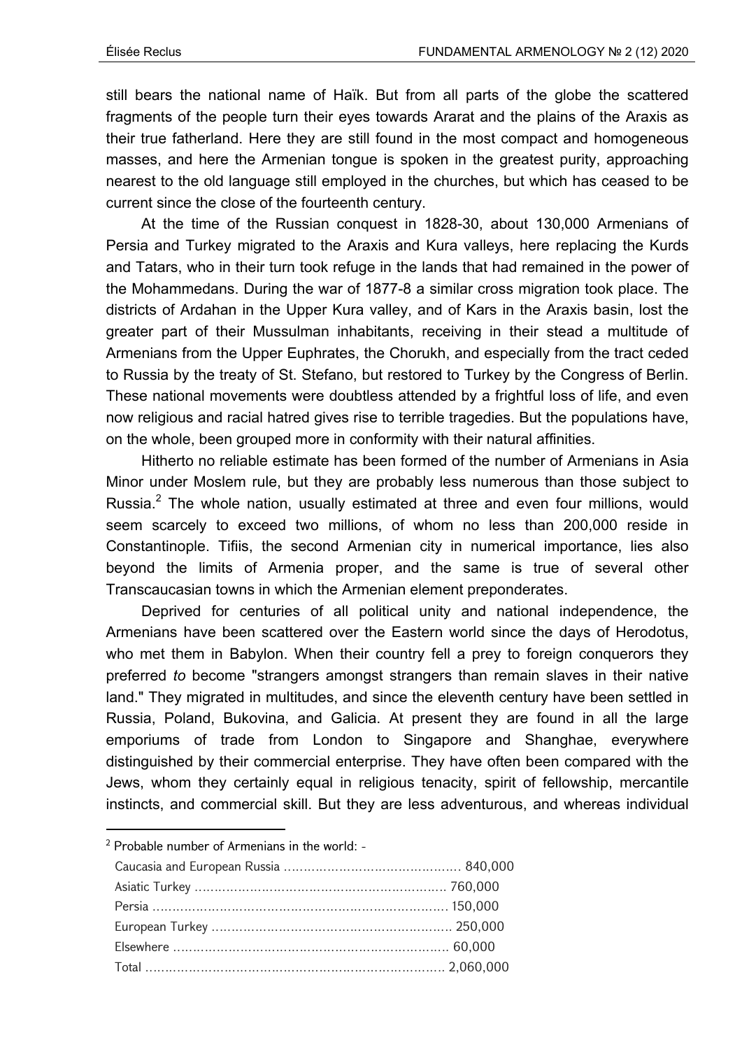still bears the national name of Haïk. But from all parts of the globe the scattered fragments of the people turn their eyes towards Ararat and the plains of the Araxis as their true fatherland. Here they are still found in the most compact and homogeneous masses, and here the Armenian tongue is spoken in the greatest purity, approaching nearest to the old language still employed in the churches, but which has ceased to be current since the close of the fourteenth century.

At the time of the Russian conquest in 1828-30, about 130,000 Armenians of Persia and Turkey migrated to the Araxis and Kura valleys, here replacing the Kurds and Tatars, who in their turn took refuge in the lands that had remained in the power of the Mohammedans. During the war of 1877-8 a similar cross migration took place. The districts of Ardahan in the Upper Kura valley, and of Kars in the Araxis basin, lost the greater part of their Mussulman inhabitants, receiving in their stead a multitude of Armenians from the Upper Euphrates, the Chorukh, and especially from the tract ceded to Russia by the treaty of St. Stefano, but restored to Turkey by the Congress of Berlin. These national movements were doubtless attended by a frightful loss of life, and even now religious and racial hatred gives rise to terrible tragedies. But the populations have, on the whole, been grouped more in conformity with their natural affinities.

Hitherto no reliable estimate has been formed of the number of Armenians in Asia Minor under Moslem rule, but they are probably less numerous than those subject to Russia.[2] The whole nation, usually estimated at three and even four millions, would seem scarcely to exceed two millions, of whom no less than 200,000 reside in Constantinople. Tifiis, the second Armenian city in numerical importance, lies also beyond the limits of Armenia proper, and the same is true of several other Transcaucasian towns in which the Armenian element preponderates.

Deprived for centuries of all political unity and national independence, the Armenians have been scattered over the Eastern world since the days of Herodotus, who met them in Babylon. When their country fell a prey to foreign conquerors they preferred *to* become "strangers amongst strangers than remain slaves in their native land." They migrated in multitudes, and since the eleventh century have been settled in Russia, Poland, Bukovina, and Galicia. At present they are found in all the large emporiums of trade from London to Singapore and Shanghae, everywhere distinguished by their commercial enterprise. They have often been compared with the Jews, whom they certainly equal in religious tenacity, spirit of fellowship, mercantile instincts, and commercial skill. But they are less adventurous, and whereas individual

---

[2] Probable number of Armenians in the world: -

| | |
|---|---|
| Caucasia and European Russia | 840,000 |
| Asiatic Turkey | 760,000 |
| Persia | 150,000 |
| European Turkey | 250,000 |
| Elsewhere | 60,000 |
| Total | 2,060,000 |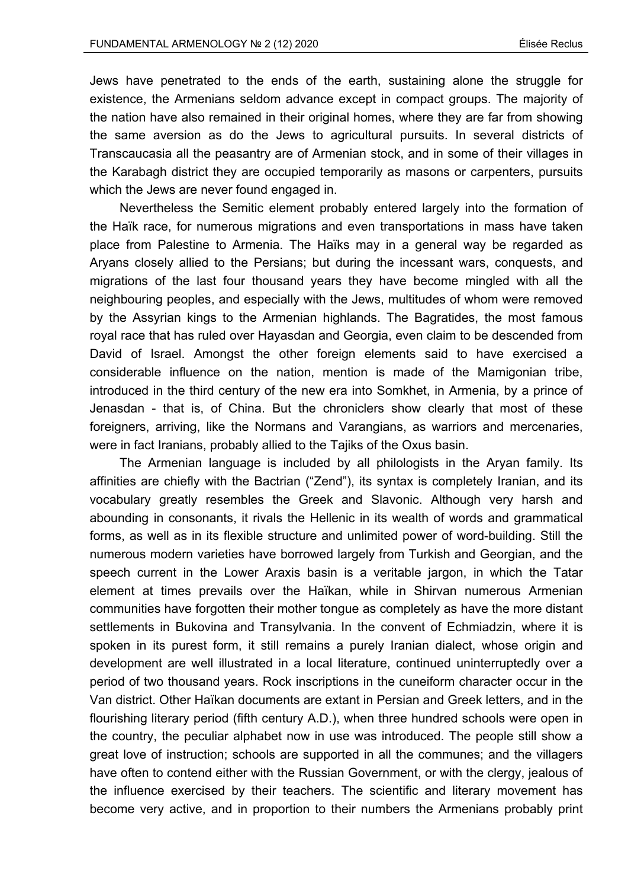Jews have penetrated to the ends of the earth, sustaining alone the struggle for existence, the Armenians seldom advance except in compact groups. The majority of the nation have also remained in their original homes, where they are far from showing the same aversion as do the Jews to agricultural pursuits. In several districts of Transcaucasia all the peasantry are of Armenian stock, and in some of their villages in the Karabagh district they are occupied temporarily as masons or carpenters, pursuits which the Jews are never found engaged in.

Nevertheless the Semitic element probably entered largely into the formation of the Haïk race, for numerous migrations and even transportations in mass have taken place from Palestine to Armenia. The Haïks may in a general way be regarded as Aryans closely allied to the Persians; but during the incessant wars, conquests, and migrations of the last four thousand years they have become mingled with all the neighbouring peoples, and especially with the Jews, multitudes of whom were removed by the Assyrian kings to the Armenian highlands. The Bagratides, the most famous royal race that has ruled over Hayasdan and Georgia, even claim to be descended from David of Israel. Amongst the other foreign elements said to have exercised a considerable influence on the nation, mention is made of the Mamigonian tribe, introduced in the third century of the new era into Somkhet, in Armenia, by a prince of Jenasdan - that is, of China. But the chroniclers show clearly that most of these foreigners, arriving, like the Normans and Varangians, as warriors and mercenaries, were in fact Iranians, probably allied to the Tajiks of the Oxus basin.

The Armenian language is included by all philologists in the Aryan family. Its affinities are chiefly with the Bactrian ("Zend"), its syntax is completely Iranian, and its vocabulary greatly resembles the Greek and Slavonic. Although very harsh and abounding in consonants, it rivals the Hellenic in its wealth of words and grammatical forms, as well as in its flexible structure and unlimited power of word-building. Still the numerous modern varieties have borrowed largely from Turkish and Georgian, and the speech current in the Lower Araxis basin is a veritable jargon, in which the Tatar element at times prevails over the Haïkan, while in Shirvan numerous Armenian communities have forgotten their mother tongue as completely as have the more distant settlements in Bukovina and Transylvania. In the convent of Echmiadzin, where it is spoken in its purest form, it still remains a purely Iranian dialect, whose origin and development are well illustrated in a local literature, continued uninterruptedly over a period of two thousand years. Rock inscriptions in the cuneiform character occur in the Van district. Other Haïkan documents are extant in Persian and Greek letters, and in the flourishing literary period (fifth century A.D.), when three hundred schools were open in the country, the peculiar alphabet now in use was introduced. The people still show a great love of instruction; schools are supported in all the communes; and the villagers have often to contend either with the Russian Government, or with the clergy, jealous of the influence exercised by their teachers. The scientific and literary movement has become very active, and in proportion to their numbers the Armenians probably print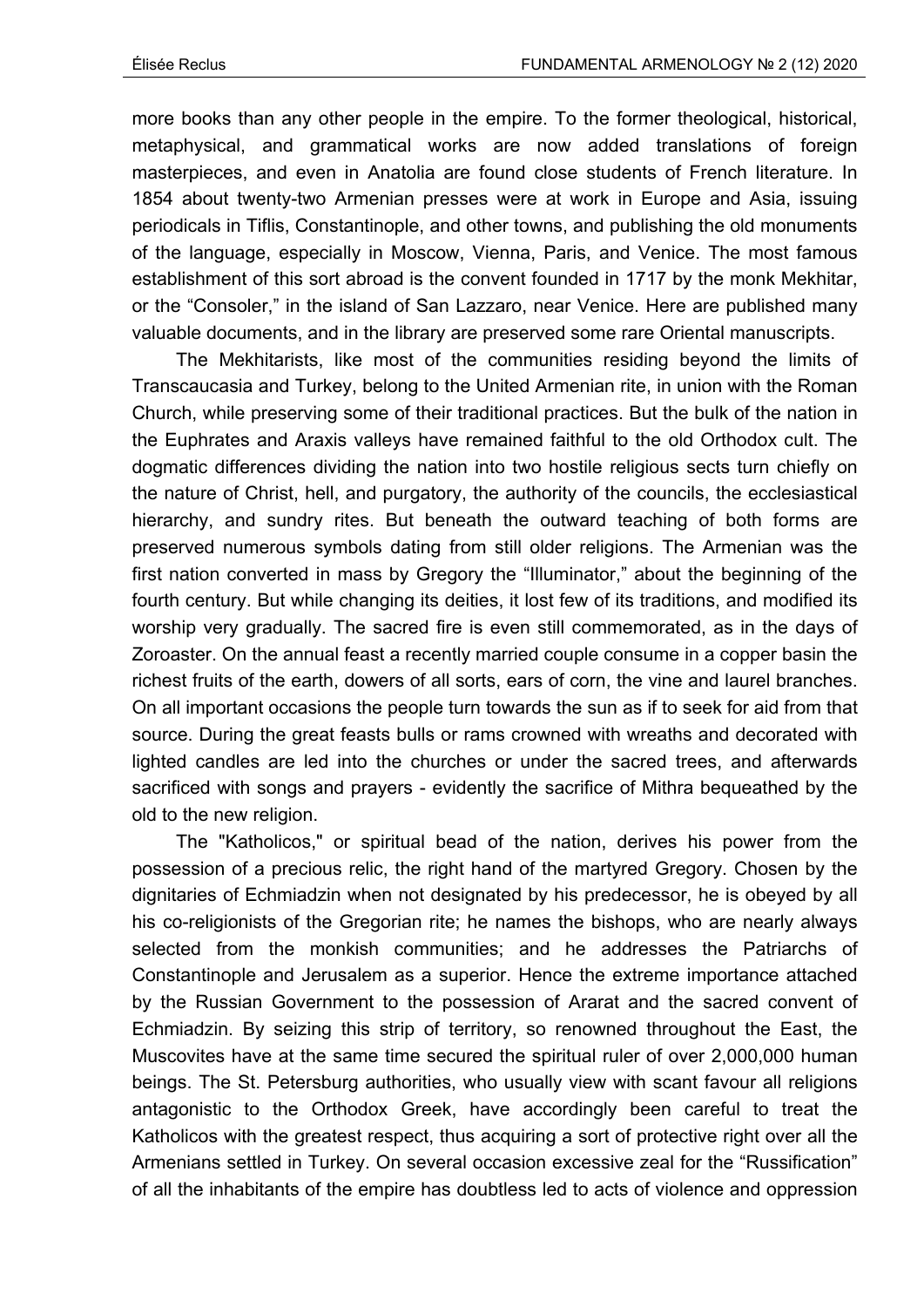more books than any other people in the empire. To the former theological, historical, metaphysical, and grammatical works are now added translations of foreign masterpieces, and even in Anatolia are found close students of French literature. In 1854 about twenty-two Armenian presses were at work in Europe and Asia, issuing periodicals in Tiflis, Constantinople, and other towns, and publishing the old monuments of the language, especially in Moscow, Vienna, Paris, and Venice. The most famous establishment of this sort abroad is the convent founded in 1717 by the monk Mekhitar, or the "Consoler," in the island of San Lazzaro, near Venice. Here are published many valuable documents, and in the library are preserved some rare Oriental manuscripts.

The Mekhitarists, like most of the communities residing beyond the limits of Transcaucasia and Turkey, belong to the United Armenian rite, in union with the Roman Church, while preserving some of their traditional practices. But the bulk of the nation in the Euphrates and Araxis valleys have remained faithful to the old Orthodox cult. The dogmatic differences dividing the nation into two hostile religious sects turn chiefly on the nature of Christ, hell, and purgatory, the authority of the councils, the ecclesiastical hierarchy, and sundry rites. But beneath the outward teaching of both forms are preserved numerous symbols dating from still older religions. The Armenian was the first nation converted in mass by Gregory the "Illuminator," about the beginning of the fourth century. But while changing its deities, it lost few of its traditions, and modified its worship very gradually. The sacred fire is even still commemorated, as in the days of Zoroaster. On the annual feast a recently married couple consume in a copper basin the richest fruits of the earth, dowers of all sorts, ears of corn, the vine and laurel branches. On all important occasions the people turn towards the sun as if to seek for aid from that source. During the great feasts bulls or rams crowned with wreaths and decorated with lighted candles are led into the churches or under the sacred trees, and afterwards sacrificed with songs and prayers - evidently the sacrifice of Mithra bequeathed by the old to the new religion.

The "Katholicos," or spiritual bead of the nation, derives his power from the possession of a precious relic, the right hand of the martyred Gregory. Chosen by the dignitaries of Echmiadzin when not designated by his predecessor, he is obeyed by all his co-religionists of the Gregorian rite; he names the bishops, who are nearly always selected from the monkish communities; and he addresses the Patriarchs of Constantinople and Jerusalem as a superior. Hence the extreme importance attached by the Russian Government to the possession of Ararat and the sacred convent of Echmiadzin. By seizing this strip of territory, so renowned throughout the East, the Muscovites have at the same time secured the spiritual ruler of over 2,000,000 human beings. The St. Petersburg authorities, who usually view with scant favour all religions antagonistic to the Orthodox Greek, have accordingly been careful to treat the Katholicos with the greatest respect, thus acquiring a sort of protective right over all the Armenians settled in Turkey. On several occasion excessive zeal for the "Russification" of all the inhabitants of the empire has doubtless led to acts of violence and oppression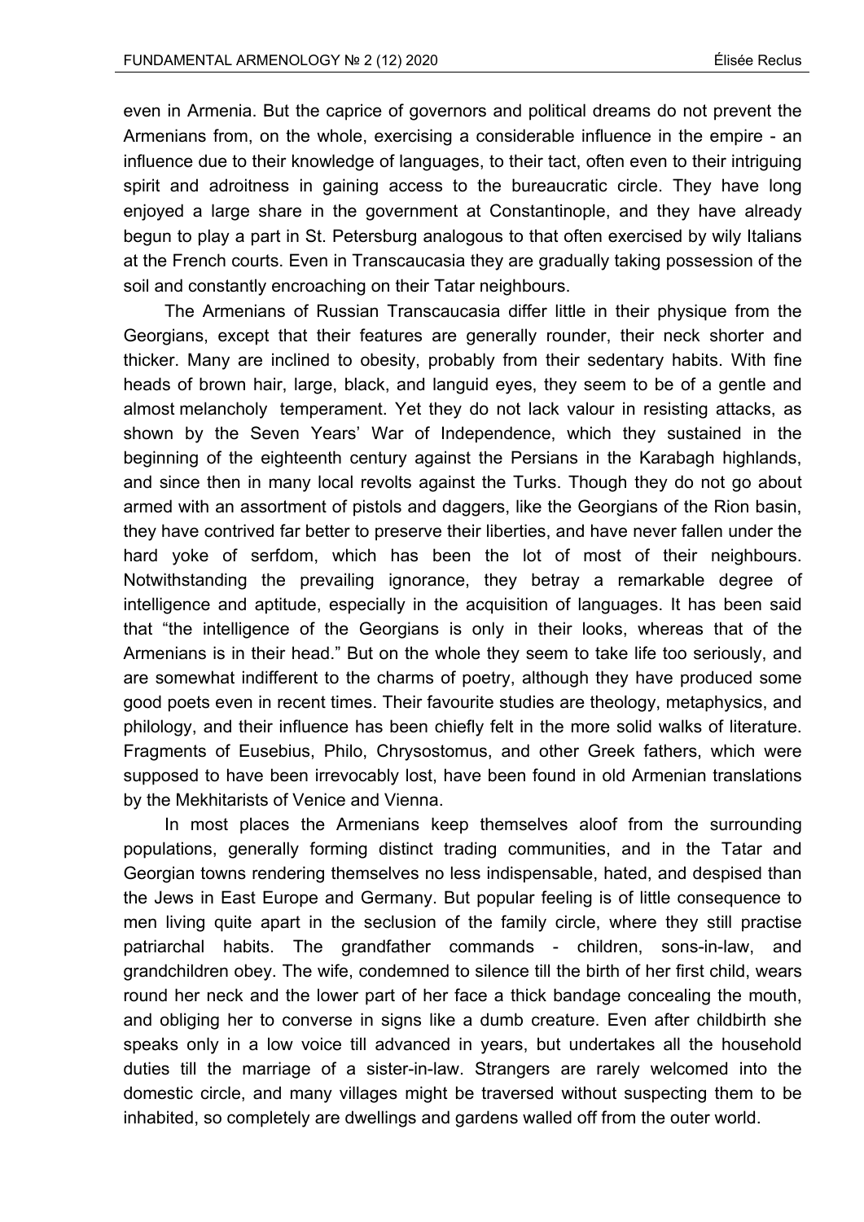even in Armenia. But the caprice of governors and political dreams do not prevent the Armenians from, on the whole, exercising a considerable influence in the empire - an influence due to their knowledge of languages, to their tact, often even to their intriguing spirit and adroitness in gaining access to the bureaucratic circle. They have long enjoyed a large share in the government at Constantinople, and they have already begun to play a part in St. Petersburg analogous to that often exercised by wily Italians at the French courts. Even in Transcaucasia they are gradually taking possession of the soil and constantly encroaching on their Tatar neighbours.

The Armenians of Russian Transcaucasia differ little in their physique from the Georgians, except that their features are generally rounder, their neck shorter and thicker. Many are inclined to obesity, probably from their sedentary habits. With fine heads of brown hair, large, black, and languid eyes, they seem to be of a gentle and almost melancholy temperament. Yet they do not lack valour in resisting attacks, as shown by the Seven Years' War of Independence, which they sustained in the beginning of the eighteenth century against the Persians in the Karabagh highlands, and since then in many local revolts against the Turks. Though they do not go about armed with an assortment of pistols and daggers, like the Georgians of the Rion basin, they have contrived far better to preserve their liberties, and have never fallen under the hard yoke of serfdom, which has been the lot of most of their neighbours. Notwithstanding the prevailing ignorance, they betray a remarkable degree of intelligence and aptitude, especially in the acquisition of languages. It has been said that "the intelligence of the Georgians is only in their looks, whereas that of the Armenians is in their head." But on the whole they seem to take life too seriously, and are somewhat indifferent to the charms of poetry, although they have produced some good poets even in recent times. Their favourite studies are theology, metaphysics, and philology, and their influence has been chiefly felt in the more solid walks of literature. Fragments of Eusebius, Philo, Chrysostomus, and other Greek fathers, which were supposed to have been irrevocably lost, have been found in old Armenian translations by the Mekhitarists of Venice and Vienna.

In most places the Armenians keep themselves aloof from the surrounding populations, generally forming distinct trading communities, and in the Tatar and Georgian towns rendering themselves no less indispensable, hated, and despised than the Jews in East Europe and Germany. But popular feeling is of little consequence to men living quite apart in the seclusion of the family circle, where they still practise patriarchal habits. The grandfather commands - children, sons-in-law, and grandchildren obey. The wife, condemned to silence till the birth of her first child, wears round her neck and the lower part of her face a thick bandage concealing the mouth, and obliging her to converse in signs like a dumb creature. Even after childbirth she speaks only in a low voice till advanced in years, but undertakes all the household duties till the marriage of a sister-in-law. Strangers are rarely welcomed into the domestic circle, and many villages might be traversed without suspecting them to be inhabited, so completely are dwellings and gardens walled off from the outer world.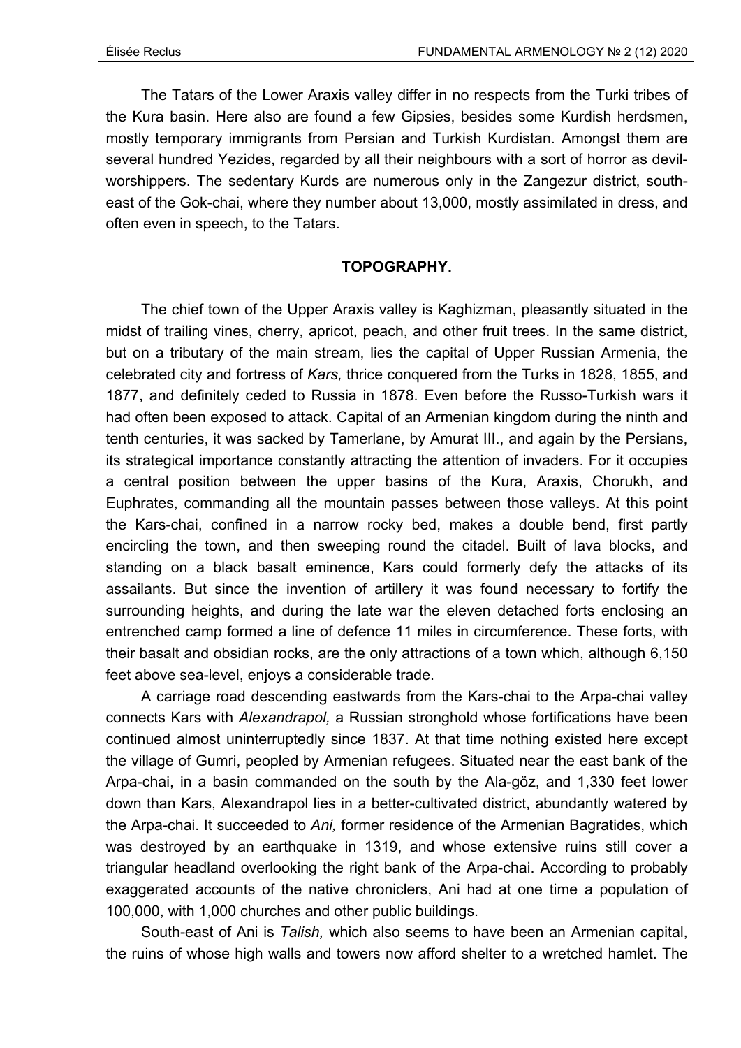The Tatars of the Lower Araxis valley differ in no respects from the Turki tribes of the Kura basin. Here also are found a few Gipsies, besides some Kurdish herdsmen, mostly temporary immigrants from Persian and Turkish Kurdistan. Amongst them are several hundred Yezides, regarded by all their neighbours with a sort of horror as devil-worshippers. The sedentary Kurds are numerous only in the Zangezur district, south-east of the Gok-chai, where they number about 13,000, mostly assimilated in dress, and often even in speech, to the Tatars.

## TOPOGRAPHY.

The chief town of the Upper Araxis valley is Kaghizman, pleasantly situated in the midst of trailing vines, cherry, apricot, peach, and other fruit trees. In the same district, but on a tributary of the main stream, lies the capital of Upper Russian Armenia, the celebrated city and fortress of *Kars,* thrice conquered from the Turks in 1828, 1855, and 1877, and definitely ceded to Russia in 1878. Even before the Russo-Turkish wars it had often been exposed to attack. Capital of an Armenian kingdom during the ninth and tenth centuries, it was sacked by Tamerlane, by Amurat III., and again by the Persians, its strategical importance constantly attracting the attention of invaders. For it occupies a central position between the upper basins of the Kura, Araxis, Chorukh, and Euphrates, commanding all the mountain passes between those valleys. At this point the Kars-chai, confined in a narrow rocky bed, makes a double bend, first partly encircling the town, and then sweeping round the citadel. Built of lava blocks, and standing on a black basalt eminence, Kars could formerly defy the attacks of its assailants. But since the invention of artillery it was found necessary to fortify the surrounding heights, and during the late war the eleven detached forts enclosing an entrenched camp formed a line of defence 11 miles in circumference. These forts, with their basalt and obsidian rocks, are the only attractions of a town which, although 6,150 feet above sea-level, enjoys a considerable trade.

A carriage road descending eastwards from the Kars-chai to the Arpa-chai valley connects Kars with *Alexandrapol,* a Russian stronghold whose fortifications have been continued almost uninterruptedly since 1837. At that time nothing existed here except the village of Gumri, peopled by Armenian refugees. Situated near the east bank of the Arpa-chai, in a basin commanded on the south by the Ala-göz, and 1,330 feet lower down than Kars, Alexandrapol lies in a better-cultivated district, abundantly watered by the Arpa-chai. It succeeded to *Ani,* former residence of the Armenian Bagratides, which was destroyed by an earthquake in 1319, and whose extensive ruins still cover a triangular headland overlooking the right bank of the Arpa-chai. According to probably exaggerated accounts of the native chroniclers, Ani had at one time a population of 100,000, with 1,000 churches and other public buildings.

South-east of Ani is *Talish,* which also seems to have been an Armenian capital, the ruins of whose high walls and towers now afford shelter to a wretched hamlet. The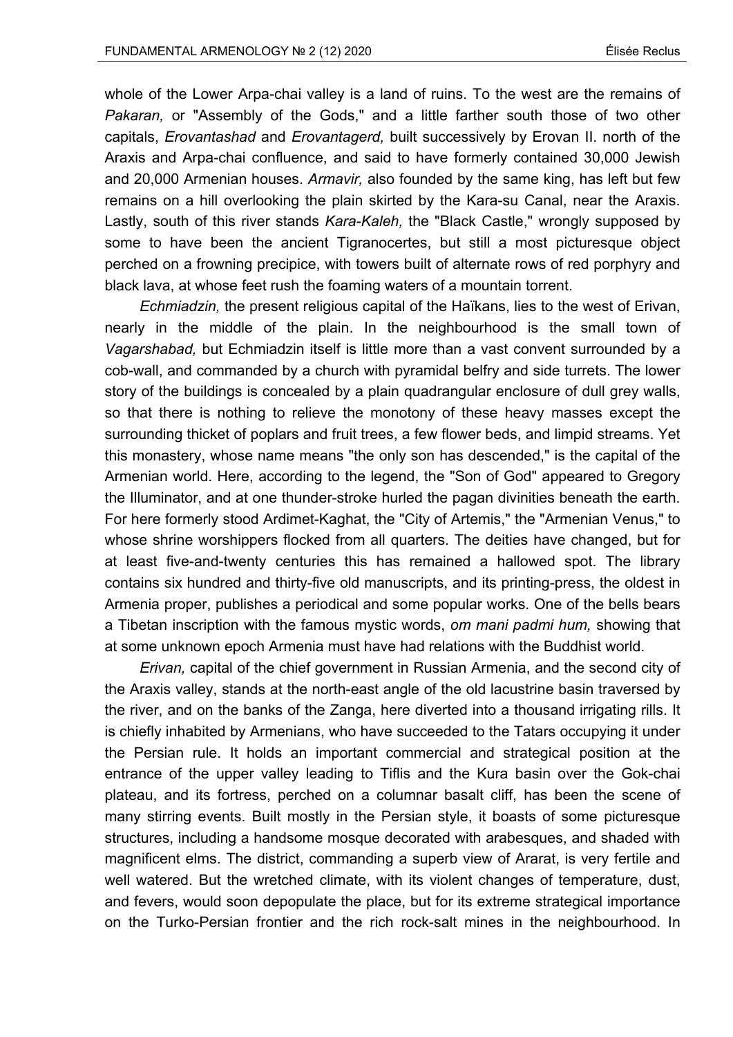whole of the Lower Arpa-chai valley is a land of ruins. To the west are the remains of *Pakaran,* or "Assembly of the Gods," and a little farther south those of two other capitals, *Erovantashad* and *Erovantagerd,* built successively by Erovan II. north of the Araxis and Arpa-chai confluence, and said to have formerly contained 30,000 Jewish and 20,000 Armenian houses. *Armavir,* also founded by the same king, has left but few remains on a hill overlooking the plain skirted by the Kara-su Canal, near the Araxis. Lastly, south of this river stands *Kara-Kaleh,* the "Black Castle," wrongly supposed by some to have been the ancient Tigranocertes, but still a most picturesque object perched on a frowning precipice, with towers built of alternate rows of red porphyry and black lava, at whose feet rush the foaming waters of a mountain torrent.

*Echmiadzin,* the present religious capital of the Haïkans, lies to the west of Erivan, nearly in the middle of the plain. In the neighbourhood is the small town of *Vagarshabad,* but Echmiadzin itself is little more than a vast convent surrounded by a cob-wall, and commanded by a church with pyramidal belfry and side turrets. The lower story of the buildings is concealed by a plain quadrangular enclosure of dull grey walls, so that there is nothing to relieve the monotony of these heavy masses except the surrounding thicket of poplars and fruit trees, a few flower beds, and limpid streams. Yet this monastery, whose name means "the only son has descended," is the capital of the Armenian world. Here, according to the legend, the "Son of God" appeared to Gregory the Illuminator, and at one thunder-stroke hurled the pagan divinities beneath the earth. For here formerly stood Ardimet-Kaghat, the "City of Artemis," the "Armenian Venus," to whose shrine worshippers flocked from all quarters. The deities have changed, but for at least five-and-twenty centuries this has remained a hallowed spot. The library contains six hundred and thirty-five old manuscripts, and its printing-press, the oldest in Armenia proper, publishes a periodical and some popular works. One of the bells bears a Tibetan inscription with the famous mystic words, *om mani padmi hum,* showing that at some unknown epoch Armenia must have had relations with the Buddhist world.

*Erivan,* capital of the chief government in Russian Armenia, and the second city of the Araxis valley, stands at the north-east angle of the old lacustrine basin traversed by the river, and on the banks of the Zanga, here diverted into a thousand irrigating rills. It is chiefly inhabited by Armenians, who have succeeded to the Tatars occupying it under the Persian rule. It holds an important commercial and strategical position at the entrance of the upper valley leading to Tiflis and the Kura basin over the Gok-chai plateau, and its fortress, perched on a columnar basalt cliff, has been the scene of many stirring events. Built mostly in the Persian style, it boasts of some picturesque structures, including a handsome mosque decorated with arabesques, and shaded with magnificent elms. The district, commanding a superb view of Ararat, is very fertile and well watered. But the wretched climate, with its violent changes of temperature, dust, and fevers, would soon depopulate the place, but for its extreme strategical importance on the Turko-Persian frontier and the rich rock-salt mines in the neighbourhood. In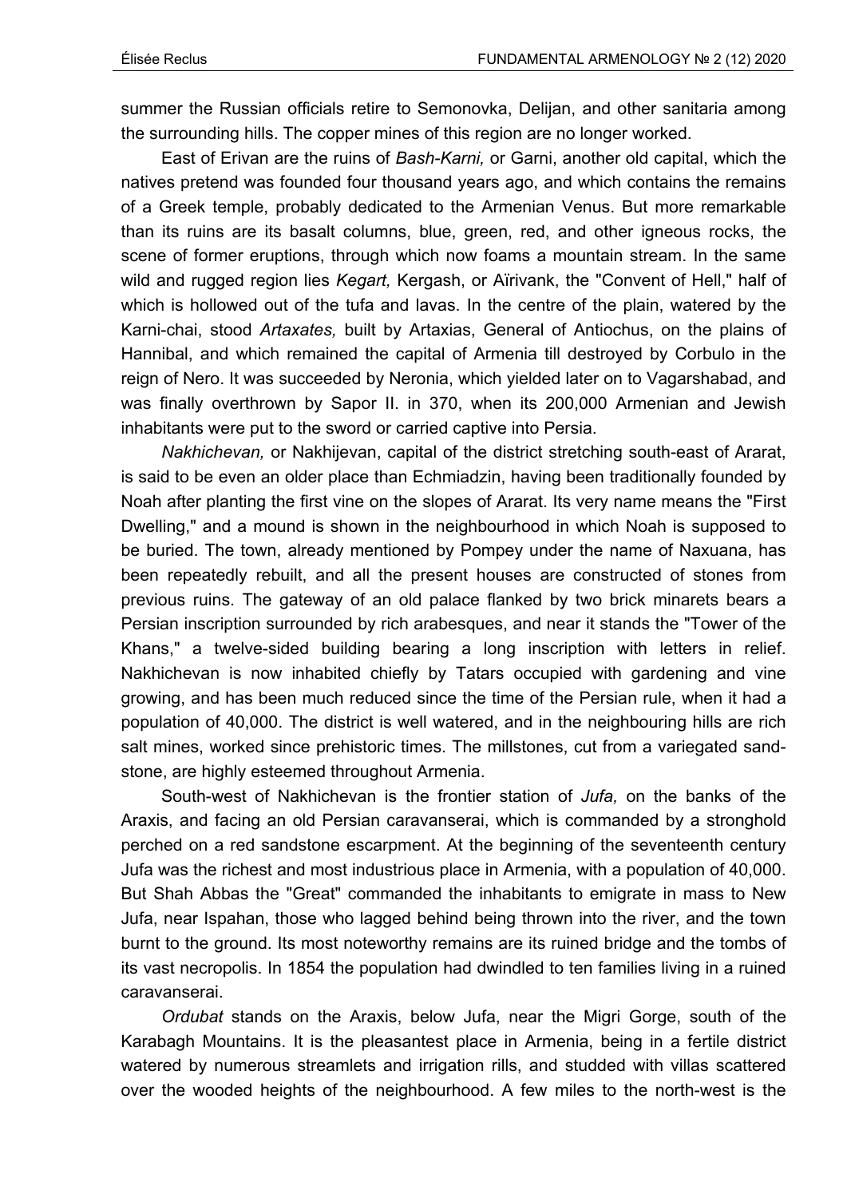summer the Russian officials retire to Semonovka, Delijan, and other sanitaria among the surrounding hills. The copper mines of this region are no longer worked.

East of Erivan are the ruins of *Bash-Karni,* or Garni, another old capital, which the natives pretend was founded four thousand years ago, and which contains the remains of a Greek temple, probably dedicated to the Armenian Venus. But more remarkable than its ruins are its basalt columns, blue, green, red, and other igneous rocks, the scene of former eruptions, through which now foams a mountain stream. In the same wild and rugged region lies *Kegart,* Kergash, or Aïrivank, the "Convent of Hell," half of which is hollowed out of the tufa and lavas. In the centre of the plain, watered by the Karni-chai, stood *Artaxates,* built by Artaxias, General of Antiochus, on the plains of Hannibal, and which remained the capital of Armenia till destroyed by Corbulo in the reign of Nero. It was succeeded by Neronia, which yielded later on to Vagarshabad, and was finally overthrown by Sapor II. in 370, when its 200,000 Armenian and Jewish inhabitants were put to the sword or carried captive into Persia.

*Nakhichevan,* or Nakhijevan, capital of the district stretching south-east of Ararat, is said to be even an older place than Echmiadzin, having been traditionally founded by Noah after planting the first vine on the slopes of Ararat. Its very name means the "First Dwelling," and a mound is shown in the neighbourhood in which Noah is supposed to be buried. The town, already mentioned by Pompey under the name of Naxuana, has been repeatedly rebuilt, and all the present houses are constructed of stones from previous ruins. The gateway of an old palace flanked by two brick minarets bears a Persian inscription surrounded by rich arabesques, and near it stands the "Tower of the Khans," a twelve-sided building bearing a long inscription with letters in relief. Nakhichevan is now inhabited chiefly by Tatars occupied with gardening and vine growing, and has been much reduced since the time of the Persian rule, when it had a population of 40,000. The district is well watered, and in the neighbouring hills are rich salt mines, worked since prehistoric times. The millstones, cut from a variegated sand-stone, are highly esteemed throughout Armenia.

South-west of Nakhichevan is the frontier station of *Jufa,* on the banks of the Araxis, and facing an old Persian caravanserai, which is commanded by a stronghold perched on a red sandstone escarpment. At the beginning of the seventeenth century Jufa was the richest and most industrious place in Armenia, with a population of 40,000. But Shah Abbas the "Great" commanded the inhabitants to emigrate in mass to New Jufa, near Ispahan, those who lagged behind being thrown into the river, and the town burnt to the ground. Its most noteworthy remains are its ruined bridge and the tombs of its vast necropolis. In 1854 the population had dwindled to ten families living in a ruined caravanserai.

*Ordubat* stands on the Araxis, below Jufa, near the Migri Gorge, south of the Karabagh Mountains. It is the pleasantest place in Armenia, being in a fertile district watered by numerous streamlets and irrigation rills, and studded with villas scattered over the wooded heights of the neighbourhood. A few miles to the north-west is the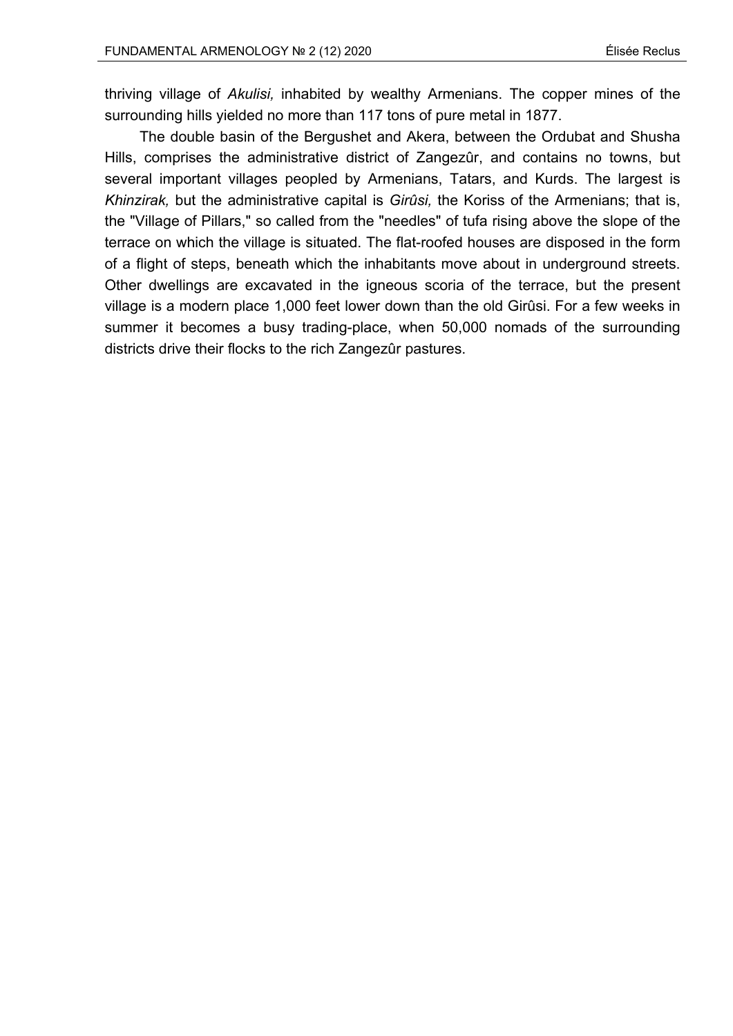thriving village of *Akulisi,* inhabited by wealthy Armenians. The copper mines of the surrounding hills yielded no more than 117 tons of pure metal in 1877.

The double basin of the Bergushet and Akera, between the Ordubat and Shusha Hills, comprises the administrative district of Zangezûr, and contains no towns, but several important villages peopled by Armenians, Tatars, and Kurds. The largest is *Khinzirak,* but the administrative capital is *Girûsi,* the Koriss of the Armenians; that is, the "Village of Pillars," so called from the "needles" of tufa rising above the slope of the terrace on which the village is situated. The flat-roofed houses are disposed in the form of a flight of steps, beneath which the inhabitants move about in underground streets. Other dwellings are excavated in the igneous scoria of the terrace, but the present village is a modern place 1,000 feet lower down than the old Girûsi. For a few weeks in summer it becomes a busy trading-place, when 50,000 nomads of the surrounding districts drive their flocks to the rich Zangezûr pastures.